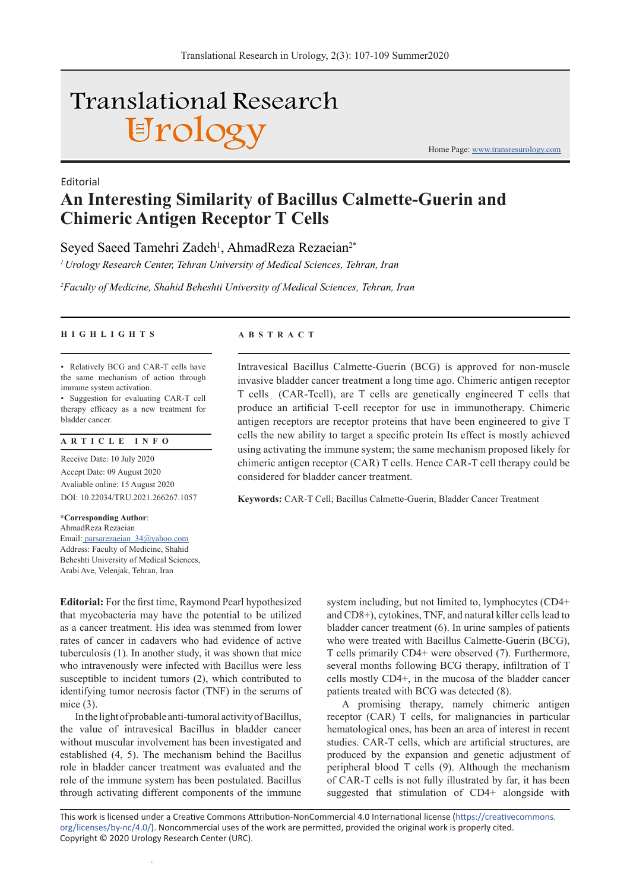Editorial

# An Interesting Similarity of Bacillus Calmette-Guerin and Chimeric Antigen Receptor T Cells

Seyed Saeed Tamehri Zadeh[1], AhmadReza Rezaeian[2*]

[1] *Urology Research Center, Tehran University of Medical Sciences, Tehran, Iran*

[2] *Faculty of Medicine, Shahid Beheshti University of Medical Sciences, Tehran, Iran*

## HIGHLIGHTS

- Relatively BCG and CAR-T cells have the same mechanism of action through immune system activation.
- Suggestion for evaluating CAR-T cell therapy efficacy as a new treatment for bladder cancer.

## ARTICLE INFO

Receive Date: 10 July 2020
Accept Date: 09 August 2020
Avaliable online: 15 August 2020
DOI: 10.22034/TRU.2021.266267.1057

**\*Corresponding Author**:
AhmadReza Rezaeian
Email: parsarezaeian_34@yahoo.com
Address: Faculty of Medicine, Shahid Beheshti University of Medical Sciences, Arabi Ave, Velenjak, Tehran, Iran

## ABSTRACT

Intravesical Bacillus Calmette-Guerin (BCG) is approved for non-muscle invasive bladder cancer treatment a long time ago. Chimeric antigen receptor T cells (CAR-Tcell), are T cells are genetically engineered T cells that produce an artificial T-cell receptor for use in immunotherapy. Chimeric antigen receptors are receptor proteins that have been engineered to give T cells the new ability to target a specific protein Its effect is mostly achieved using activating the immune system; the same mechanism proposed likely for chimeric antigen receptor (CAR) T cells. Hence CAR-T cell therapy could be considered for bladder cancer treatment.

**Keywords:** CAR-T Cell; Bacillus Calmette-Guerin; Bladder Cancer Treatment

**Editorial:** For the first time, Raymond Pearl hypothesized that mycobacteria may have the potential to be utilized as a cancer treatment. His idea was stemmed from lower rates of cancer in cadavers who had evidence of active tuberculosis (1). In another study, it was shown that mice who intravenously were infected with Bacillus were less susceptible to incident tumors (2), which contributed to identifying tumor necrosis factor (TNF) in the serums of mice (3).

In the light of probable anti-tumoral activity of Bacillus, the value of intravesical Bacillus in bladder cancer without muscular involvement has been investigated and established (4, 5). The mechanism behind the Bacillus role in bladder cancer treatment was evaluated and the role of the immune system has been postulated. Bacillus through activating different components of the immune system including, but not limited to, lymphocytes (CD4+ and CD8+), cytokines, TNF, and natural killer cells lead to bladder cancer treatment (6). In urine samples of patients who were treated with Bacillus Calmette-Guerin (BCG), T cells primarily CD4+ were observed (7). Furthermore, several months following BCG therapy, infiltration of T cells mostly CD4+, in the mucosa of the bladder cancer patients treated with BCG was detected (8).

A promising therapy, namely chimeric antigen receptor (CAR) T cells, for malignancies in particular hematological ones, has been an area of interest in recent studies. CAR-T cells, which are artificial structures, are produced by the expansion and genetic adjustment of peripheral blood T cells (9). Although the mechanism of CAR-T cells is not fully illustrated by far, it has been suggested that stimulation of CD4+ alongside with

This work is licensed under a Creative Commons Attribution-NonCommercial 4.0 International license (https://creativecommons.org/licenses/by-nc/4.0/). Noncommercial uses of the work are permitted, provided the original work is properly cited.
Copyright © 2020 Urology Research Center (URC).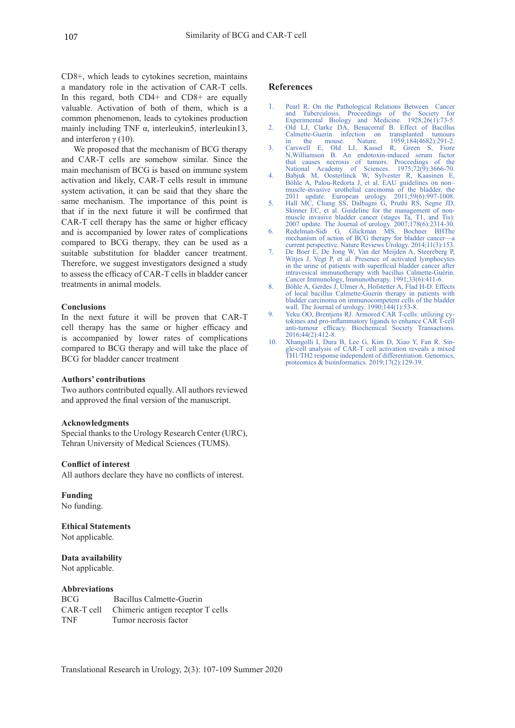CD8+, which leads to cytokines secretion, maintains a mandatory role in the activation of CAR-T cells. In this regard, both CD4+ and CD8+ are equally valuable. Activation of both of them, which is a common phenomenon, leads to cytokines production mainly including TNF α, interleukin5, interleukin13, and interferon γ (10).

We proposed that the mechanism of BCG therapy and CAR-T cells are somehow similar. Since the main mechanism of BCG is based on immune system activation and likely, CAR-T cells result in immune system activation, it can be said that they share the same mechanism. The importance of this point is that if in the next future it will be confirmed that CAR-T cell therapy has the same or higher efficacy and is accompanied by lower rates of complications compared to BCG therapy, they can be used as a suitable substitution for bladder cancer treatment. Therefore, we suggest investigators designed a study to assess the efficacy of CAR-T cells in bladder cancer treatments in animal models.

### Conclusions

In the next future it will be proven that CAR-T cell therapy has the same or higher efficacy and is accompanied by lower rates of complications compared to BCG therapy and will take the place of BCG for bladder cancer treatment

### Authors' contributions

Two authors contributed equally. All authors reviewed and approved the final version of the manuscript.

### Acknowledgments

Special thanks to the Urology Research Center (URC), Tehran University of Medical Sciences (TUMS).

### Conflict of interest

All authors declare they have no conflicts of interest.

### Funding

No funding.

### Ethical Statements

Not applicable.

### Data availability

Not applicable.

### Abbreviations

| | |
|---|---|
| BCG | Bacillus Calmette-Guerin |
| CAR-T cell | Chimeric antigen receptor T cells |
| TNF | Tumor necrosis factor |

## References

1. Pearl R. On the Pathological Relations Between Cancer and Tuberculosis. Proceedings of the Society for Experimental Biology and Medicine. 1928;26(1):73-5.
2. Old LJ, Clarke DA, Benacerraf B. Effect of Bacillus Calmette-Guerin infection on transplanted tumours in the mouse. Nature. 1959;184(4682):291-2.
3. Carswell E, Old LJ, Kassel R, Green S, Fiore N,Williamson B. An endotoxin-induced serum factor that causes necrosis of tumors. Proceedings of the National Academy of Sciences. 1975;72(9):3666-70.
4. Babjuk M, Oosterlinck W, Sylvester R, Kaasinen E, Böhle A, Palou-Redorta J, et al. EAU guidelines on non–muscle-invasive urothelial carcinoma of the bladder, the 2011 update. European urology. 2011;59(6):997-1008.
5. Hall MC, Chang SS, Dalbagni G, Pruthi RS, Segne JD, Skinner EC, et al. Guideline for the management of non-muscle invasive bladder cancer (stages Ta, T1, and Tis): 2007 update. The Journal of urology. 2007;178(6):2314-30.
6. Redelman-Sidi G, Glickman MS, Bochner BHThe mechanism of action of BCG therapy for bladder cancer—a current perspective. Nature Reviews Urology. 2014;11(3):153.
7. De Boer E, De Jong W, Van der Meijden A, Steerenberg P, Witjes J, Vegt P, et al. Presence of activated lymphocytes in the urine of patients with superficial bladder cancer after intravesical immunotherapy with bacillus Calmette-Guérin. Cancer Immunology, Immunotherapy. 1991;33(6):411-6.
8. Böhle A, Gerdes J, Ulmer A, Hofstetter A, Flad H-D. Effects of local bacillus Calmette-Guerin therapy in patients with bladder carcinoma on immunocompetent cells of the bladder wall. The Journal of urology. 1990;144(1):53-8.
9. Yeku OO, Brentjens RJ. Armored CAR T-cells: utilizing cytokines and pro-inflammatory ligands to enhance CAR T-cell anti-tumour efficacy. Biochemical Society Transactions. 2016;44(2):412-8.
10. Xhangolli I, Dura B, Lee G, Kim D, Xiao Y, Fan R. Single-cell analysis of CAR-T cell activation reveals a mixed TH1/TH2 response independent of differentiation. Genomics, proteomics & bioinformatics. 2019;17(2):129-39.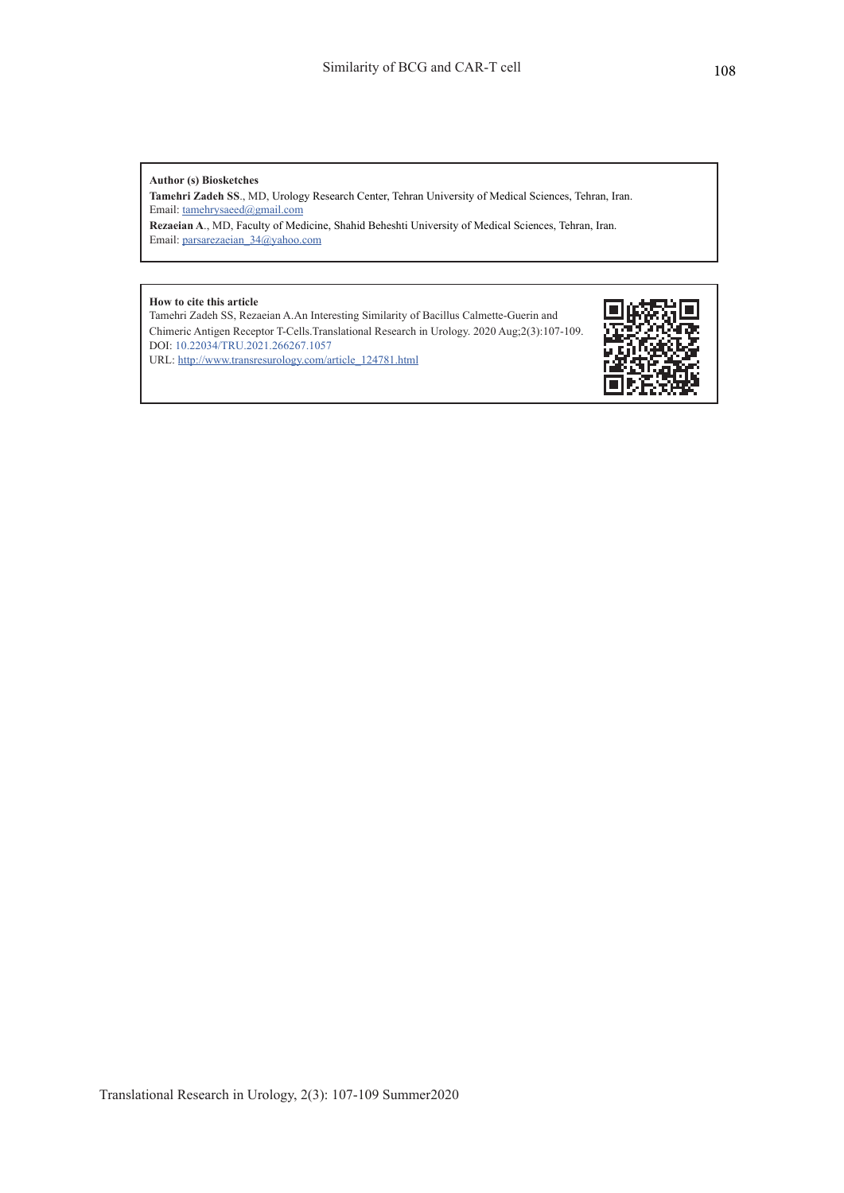**Author (s) Biosketches**

**Tamehri Zadeh SS**., MD, Urology Research Center, Tehran University of Medical Sciences, Tehran, Iran.
Email: tamehrysaeed@gmail.com

**Rezaeian A**., MD, Faculty of Medicine, Shahid Beheshti University of Medical Sciences, Tehran, Iran.
Email: parsarezaeian_34@yahoo.com

**How to cite this article**

Tamehri Zadeh SS, Rezaeian A.An Interesting Similarity of Bacillus Calmette-Guerin and Chimeric Antigen Receptor T-Cells.Translational Research in Urology. 2020 Aug;2(3):107-109.
DOI: 10.22034/TRU.2021.266267.1057
URL: http://www.transresurology.com/article_124781.html